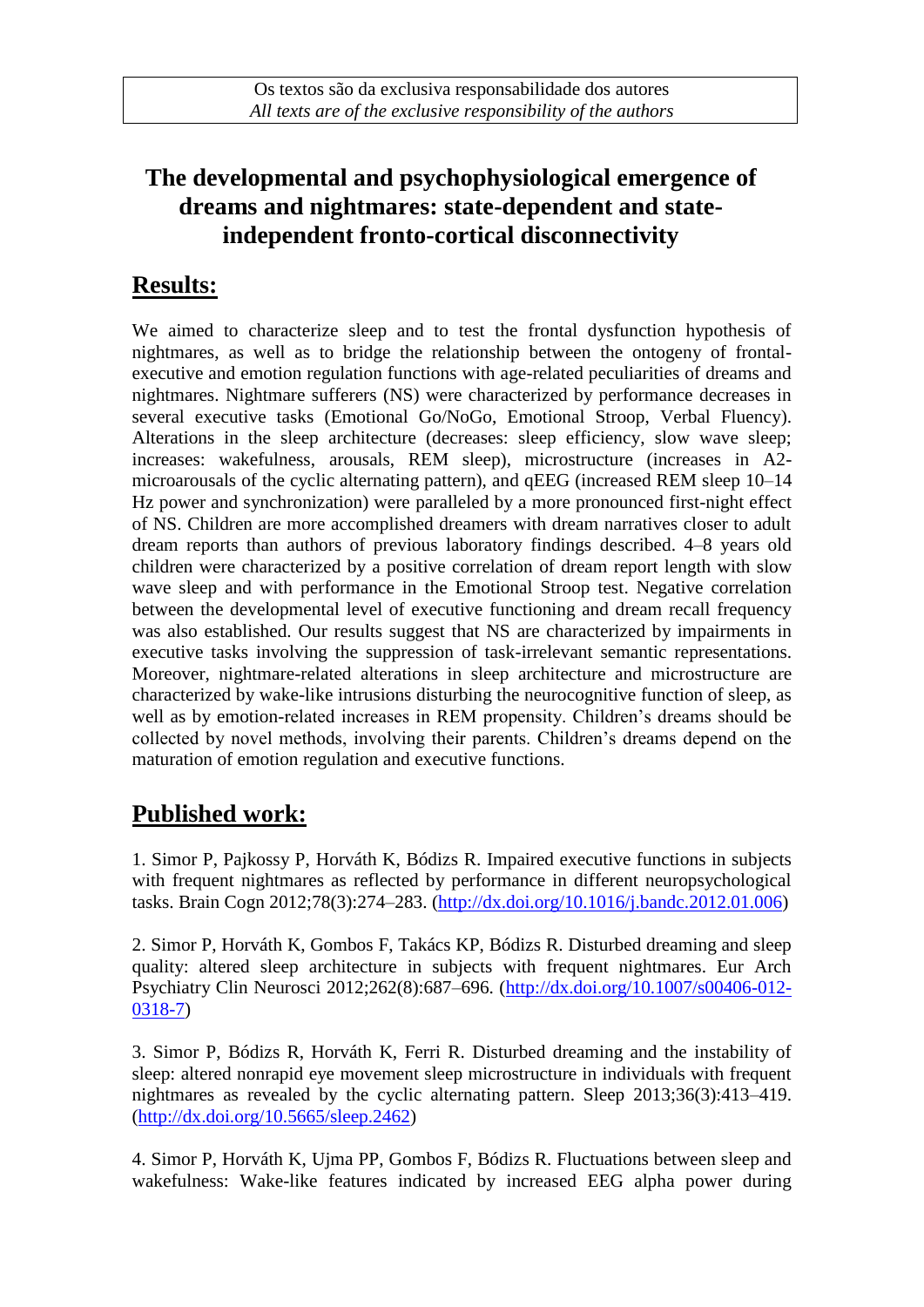Os textos são da exclusiva responsabilidade dos autores
*All texts are of the exclusive responsibility of the authors*

# The developmental and psychophysiological emergence of dreams and nightmares: state-dependent and state-independent fronto-cortical disconnectivity

## Results:

We aimed to characterize sleep and to test the frontal dysfunction hypothesis of nightmares, as well as to bridge the relationship between the ontogeny of frontal-executive and emotion regulation functions with age-related peculiarities of dreams and nightmares. Nightmare sufferers (NS) were characterized by performance decreases in several executive tasks (Emotional Go/NoGo, Emotional Stroop, Verbal Fluency). Alterations in the sleep architecture (decreases: sleep efficiency, slow wave sleep; increases: wakefulness, arousals, REM sleep), microstructure (increases in A2-microarousals of the cyclic alternating pattern), and qEEG (increased REM sleep 10–14 Hz power and synchronization) were paralleled by a more pronounced first-night effect of NS. Children are more accomplished dreamers with dream narratives closer to adult dream reports than authors of previous laboratory findings described. 4–8 years old children were characterized by a positive correlation of dream report length with slow wave sleep and with performance in the Emotional Stroop test. Negative correlation between the developmental level of executive functioning and dream recall frequency was also established. Our results suggest that NS are characterized by impairments in executive tasks involving the suppression of task-irrelevant semantic representations. Moreover, nightmare-related alterations in sleep architecture and microstructure are characterized by wake-like intrusions disturbing the neurocognitive function of sleep, as well as by emotion-related increases in REM propensity. Children's dreams should be collected by novel methods, involving their parents. Children's dreams depend on the maturation of emotion regulation and executive functions.

## Published work:

1. Simor P, Pajkossy P, Horváth K, Bódizs R. Impaired executive functions in subjects with frequent nightmares as reflected by performance in different neuropsychological tasks. Brain Cogn 2012;78(3):274–283. (http://dx.doi.org/10.1016/j.bandc.2012.01.006)

2. Simor P, Horváth K, Gombos F, Takács KP, Bódizs R. Disturbed dreaming and sleep quality: altered sleep architecture in subjects with frequent nightmares. Eur Arch Psychiatry Clin Neurosci 2012;262(8):687–696. (http://dx.doi.org/10.1007/s00406-012-0318-7)

3. Simor P, Bódizs R, Horváth K, Ferri R. Disturbed dreaming and the instability of sleep: altered nonrapid eye movement sleep microstructure in individuals with frequent nightmares as revealed by the cyclic alternating pattern. Sleep 2013;36(3):413–419. (http://dx.doi.org/10.5665/sleep.2462)

4. Simor P, Horváth K, Ujma PP, Gombos F, Bódizs R. Fluctuations between sleep and wakefulness: Wake-like features indicated by increased EEG alpha power during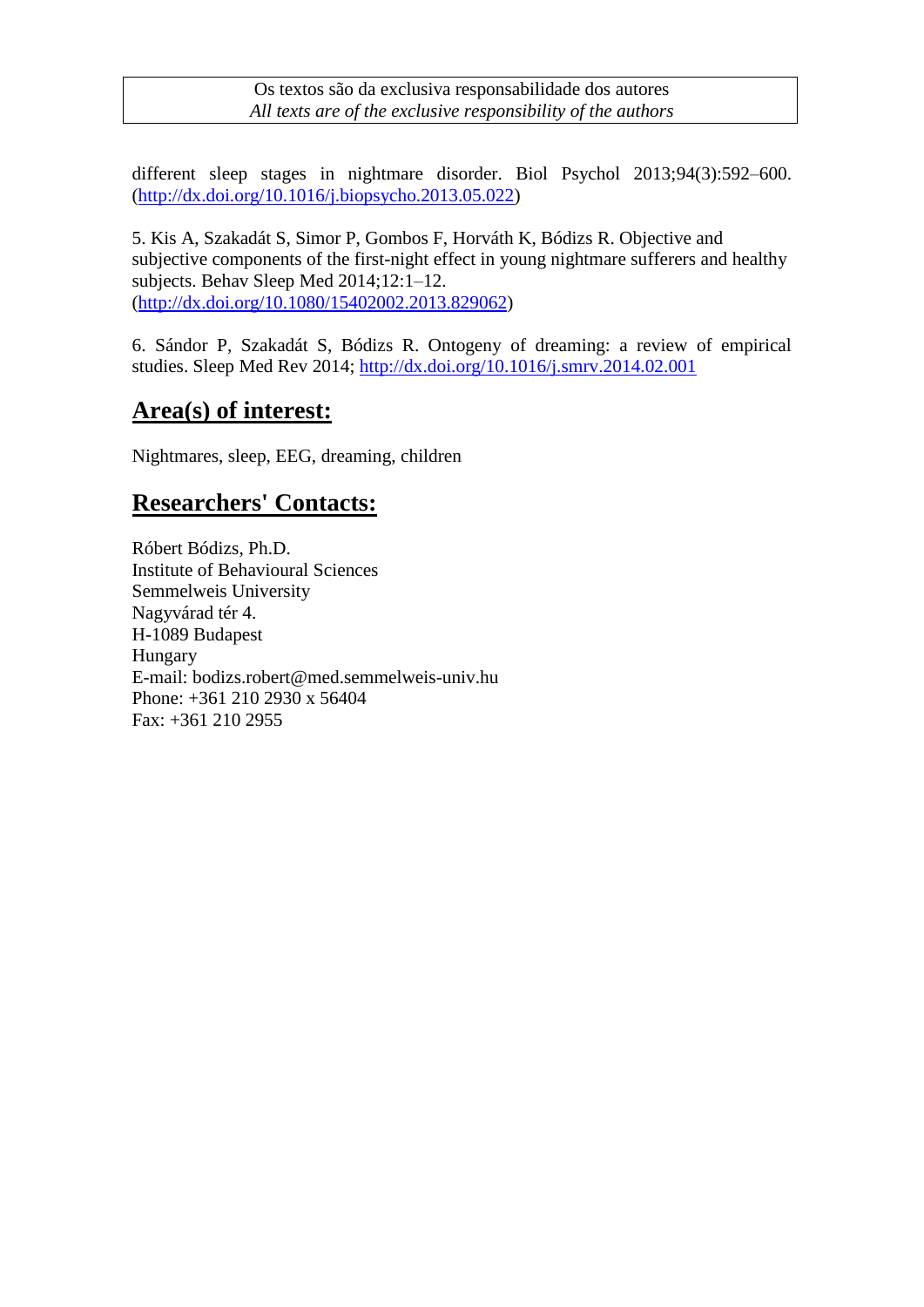different sleep stages in nightmare disorder. Biol Psychol 2013;94(3):592–600. (http://dx.doi.org/10.1016/j.biopsycho.2013.05.022)

5. Kis A, Szakadát S, Simor P, Gombos F, Horváth K, Bódizs R. Objective and subjective components of the first-night effect in young nightmare sufferers and healthy subjects. Behav Sleep Med 2014;12:1–12. (http://dx.doi.org/10.1080/15402002.2013.829062)

6. Sándor P, Szakadát S, Bódizs R. Ontogeny of dreaming: a review of empirical studies. Sleep Med Rev 2014; http://dx.doi.org/10.1016/j.smrv.2014.02.001

## Area(s) of interest:

Nightmares, sleep, EEG, dreaming, children

## Researchers' Contacts:

Róbert Bódizs, Ph.D.
Institute of Behavioural Sciences
Semmelweis University
Nagyvárad tér 4.
H-1089 Budapest
Hungary
E-mail: bodizs.robert@med.semmelweis-univ.hu
Phone: +361 210 2930 x 56404
Fax: +361 210 2955